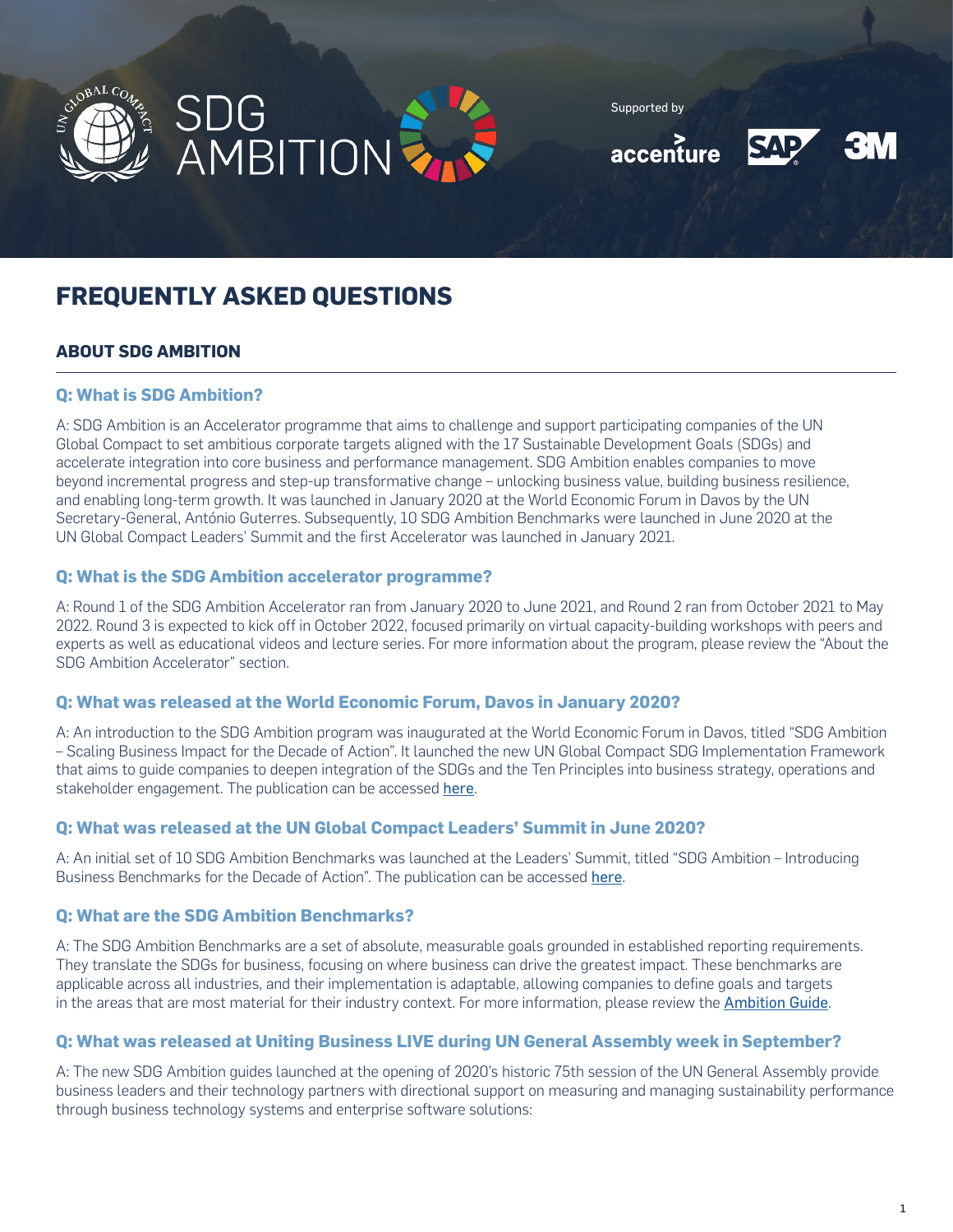SDG AMBITION

Supported by accenture SAP 3M

# FREQUENTLY ASKED QUESTIONS

## ABOUT SDG AMBITION

### Q: What is SDG Ambition?

A: SDG Ambition is an Accelerator programme that aims to challenge and support participating companies of the UN Global Compact to set ambitious corporate targets aligned with the 17 Sustainable Development Goals (SDGs) and accelerate integration into core business and performance management. SDG Ambition enables companies to move beyond incremental progress and step-up transformative change – unlocking business value, building business resilience, and enabling long-term growth. It was launched in January 2020 at the World Economic Forum in Davos by the UN Secretary-General, António Guterres. Subsequently, 10 SDG Ambition Benchmarks were launched in June 2020 at the UN Global Compact Leaders' Summit and the first Accelerator was launched in January 2021.

### Q: What is the SDG Ambition accelerator programme?

A: Round 1 of the SDG Ambition Accelerator ran from January 2020 to June 2021, and Round 2 ran from October 2021 to May 2022. Round 3 is expected to kick off in October 2022, focused primarily on virtual capacity-building workshops with peers and experts as well as educational videos and lecture series. For more information about the program, please review the "About the SDG Ambition Accelerator" section.

### Q: What was released at the World Economic Forum, Davos in January 2020?

A: An introduction to the SDG Ambition program was inaugurated at the World Economic Forum in Davos, titled "SDG Ambition – Scaling Business Impact for the Decade of Action". It launched the new UN Global Compact SDG Implementation Framework that aims to guide companies to deepen integration of the SDGs and the Ten Principles into business strategy, operations and stakeholder engagement. The publication can be accessed here.

### Q: What was released at the UN Global Compact Leaders' Summit in June 2020?

A: An initial set of 10 SDG Ambition Benchmarks was launched at the Leaders' Summit, titled "SDG Ambition – Introducing Business Benchmarks for the Decade of Action". The publication can be accessed here.

### Q: What are the SDG Ambition Benchmarks?

A: The SDG Ambition Benchmarks are a set of absolute, measurable goals grounded in established reporting requirements. They translate the SDGs for business, focusing on where business can drive the greatest impact. These benchmarks are applicable across all industries, and their implementation is adaptable, allowing companies to define goals and targets in the areas that are most material for their industry context. For more information, please review the Ambition Guide.

### Q: What was released at Uniting Business LIVE during UN General Assembly week in September?

A: The new SDG Ambition guides launched at the opening of 2020's historic 75th session of the UN General Assembly provide business leaders and their technology partners with directional support on measuring and managing sustainability performance through business technology systems and enterprise software solutions: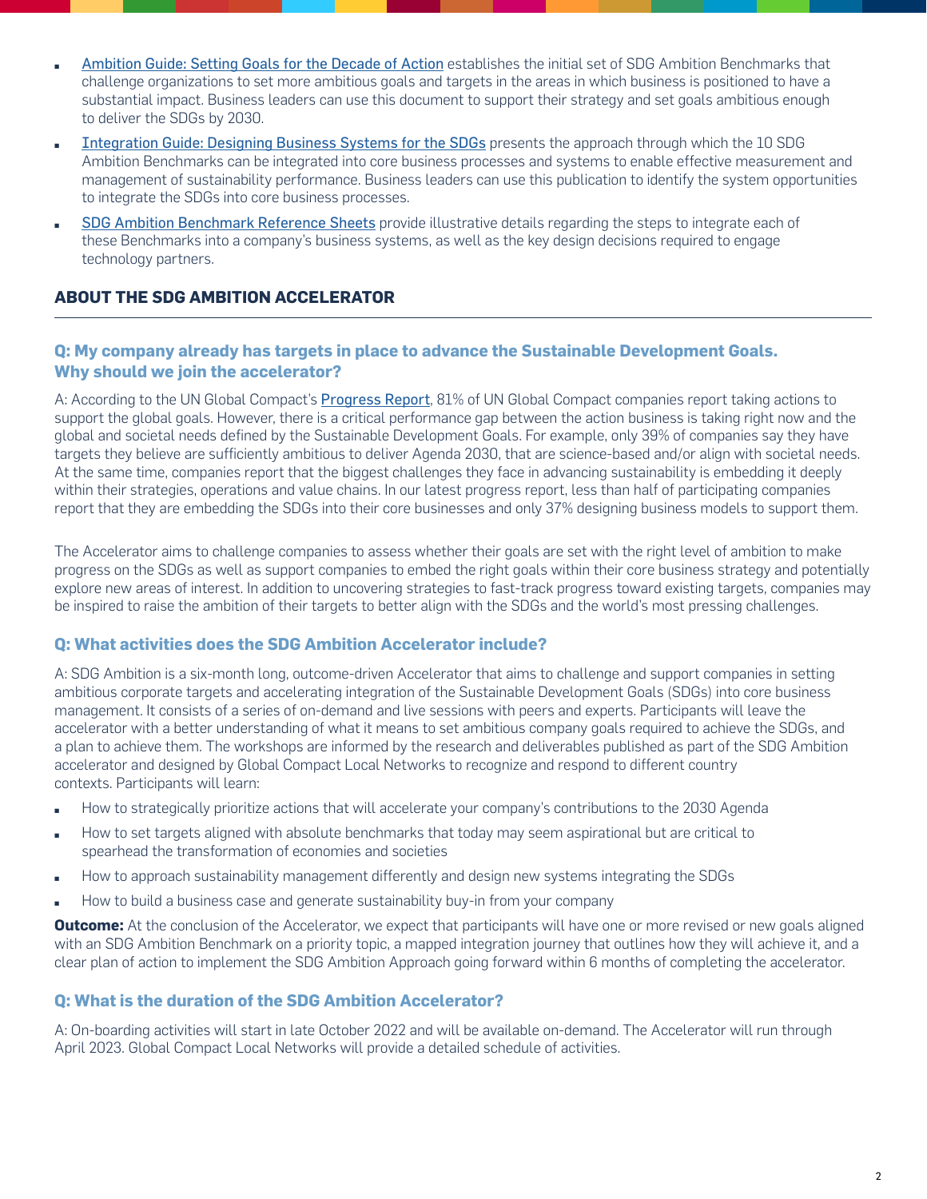- [Ambition Guide: Setting Goals for the Decade of Action] establishes the initial set of SDG Ambition Benchmarks that challenge organizations to set more ambitious goals and targets in the areas in which business is positioned to have a substantial impact. Business leaders can use this document to support their strategy and set goals ambitious enough to deliver the SDGs by 2030.
- [Integration Guide: Designing Business Systems for the SDGs] presents the approach through which the 10 SDG Ambition Benchmarks can be integrated into core business processes and systems to enable effective measurement and management of sustainability performance. Business leaders can use this publication to identify the system opportunities to integrate the SDGs into core business processes.
- [SDG Ambition Benchmark Reference Sheets] provide illustrative details regarding the steps to integrate each of these Benchmarks into a company's business systems, as well as the key design decisions required to engage technology partners.

## ABOUT THE SDG AMBITION ACCELERATOR

### Q: My company already has targets in place to advance the Sustainable Development Goals. Why should we join the accelerator?

A: According to the UN Global Compact's Progress Report, 81% of UN Global Compact companies report taking actions to support the global goals. However, there is a critical performance gap between the action business is taking right now and the global and societal needs defined by the Sustainable Development Goals. For example, only 39% of companies say they have targets they believe are sufficiently ambitious to deliver Agenda 2030, that are science-based and/or align with societal needs. At the same time, companies report that the biggest challenges they face in advancing sustainability is embedding it deeply within their strategies, operations and value chains. In our latest progress report, less than half of participating companies report that they are embedding the SDGs into their core businesses and only 37% designing business models to support them.

The Accelerator aims to challenge companies to assess whether their goals are set with the right level of ambition to make progress on the SDGs as well as support companies to embed the right goals within their core business strategy and potentially explore new areas of interest. In addition to uncovering strategies to fast-track progress toward existing targets, companies may be inspired to raise the ambition of their targets to better align with the SDGs and the world's most pressing challenges.

### Q: What activities does the SDG Ambition Accelerator include?

A: SDG Ambition is a six-month long, outcome-driven Accelerator that aims to challenge and support companies in setting ambitious corporate targets and accelerating integration of the Sustainable Development Goals (SDGs) into core business management. It consists of a series of on-demand and live sessions with peers and experts. Participants will leave the accelerator with a better understanding of what it means to set ambitious company goals required to achieve the SDGs, and a plan to achieve them. The workshops are informed by the research and deliverables published as part of the SDG Ambition accelerator and designed by Global Compact Local Networks to recognize and respond to different country contexts. Participants will learn:

- How to strategically prioritize actions that will accelerate your company's contributions to the 2030 Agenda
- How to set targets aligned with absolute benchmarks that today may seem aspirational but are critical to spearhead the transformation of economies and societies
- How to approach sustainability management differently and design new systems integrating the SDGs
- How to build a business case and generate sustainability buy-in from your company

**Outcome:** At the conclusion of the Accelerator, we expect that participants will have one or more revised or new goals aligned with an SDG Ambition Benchmark on a priority topic, a mapped integration journey that outlines how they will achieve it, and a clear plan of action to implement the SDG Ambition Approach going forward within 6 months of completing the accelerator.

### Q: What is the duration of the SDG Ambition Accelerator?

A: On-boarding activities will start in late October 2022 and will be available on-demand. The Accelerator will run through April 2023. Global Compact Local Networks will provide a detailed schedule of activities.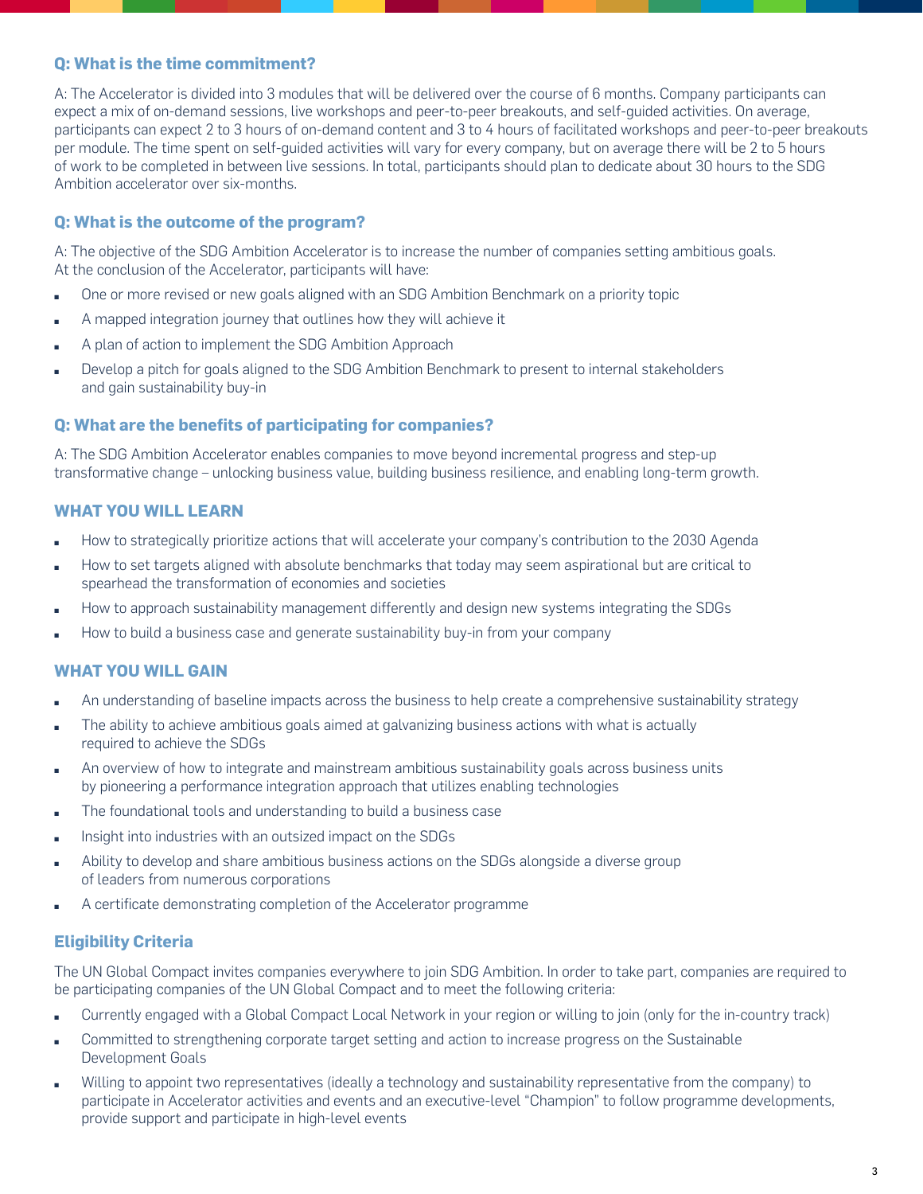### Q: What is the time commitment?

A: The Accelerator is divided into 3 modules that will be delivered over the course of 6 months. Company participants can expect a mix of on-demand sessions, live workshops and peer-to-peer breakouts, and self-guided activities. On average, participants can expect 2 to 3 hours of on-demand content and 3 to 4 hours of facilitated workshops and peer-to-peer breakouts per module. The time spent on self-guided activities will vary for every company, but on average there will be 2 to 5 hours of work to be completed in between live sessions. In total, participants should plan to dedicate about 30 hours to the SDG Ambition accelerator over six-months.

### Q: What is the outcome of the program?

A: The objective of the SDG Ambition Accelerator is to increase the number of companies setting ambitious goals. At the conclusion of the Accelerator, participants will have:

- One or more revised or new goals aligned with an SDG Ambition Benchmark on a priority topic
- A mapped integration journey that outlines how they will achieve it
- A plan of action to implement the SDG Ambition Approach
- Develop a pitch for goals aligned to the SDG Ambition Benchmark to present to internal stakeholders and gain sustainability buy-in

### Q: What are the benefits of participating for companies?

A: The SDG Ambition Accelerator enables companies to move beyond incremental progress and step-up transformative change – unlocking business value, building business resilience, and enabling long-term growth.

### WHAT YOU WILL LEARN

- How to strategically prioritize actions that will accelerate your company's contribution to the 2030 Agenda
- How to set targets aligned with absolute benchmarks that today may seem aspirational but are critical to spearhead the transformation of economies and societies
- How to approach sustainability management differently and design new systems integrating the SDGs
- How to build a business case and generate sustainability buy-in from your company

### WHAT YOU WILL GAIN

- An understanding of baseline impacts across the business to help create a comprehensive sustainability strategy
- The ability to achieve ambitious goals aimed at galvanizing business actions with what is actually required to achieve the SDGs
- An overview of how to integrate and mainstream ambitious sustainability goals across business units by pioneering a performance integration approach that utilizes enabling technologies
- The foundational tools and understanding to build a business case
- Insight into industries with an outsized impact on the SDGs
- Ability to develop and share ambitious business actions on the SDGs alongside a diverse group of leaders from numerous corporations
- A certificate demonstrating completion of the Accelerator programme

### Eligibility Criteria

The UN Global Compact invites companies everywhere to join SDG Ambition. In order to take part, companies are required to be participating companies of the UN Global Compact and to meet the following criteria:

- Currently engaged with a Global Compact Local Network in your region or willing to join (only for the in-country track)
- Committed to strengthening corporate target setting and action to increase progress on the Sustainable Development Goals
- Willing to appoint two representatives (ideally a technology and sustainability representative from the company) to participate in Accelerator activities and events and an executive-level "Champion" to follow programme developments, provide support and participate in high-level events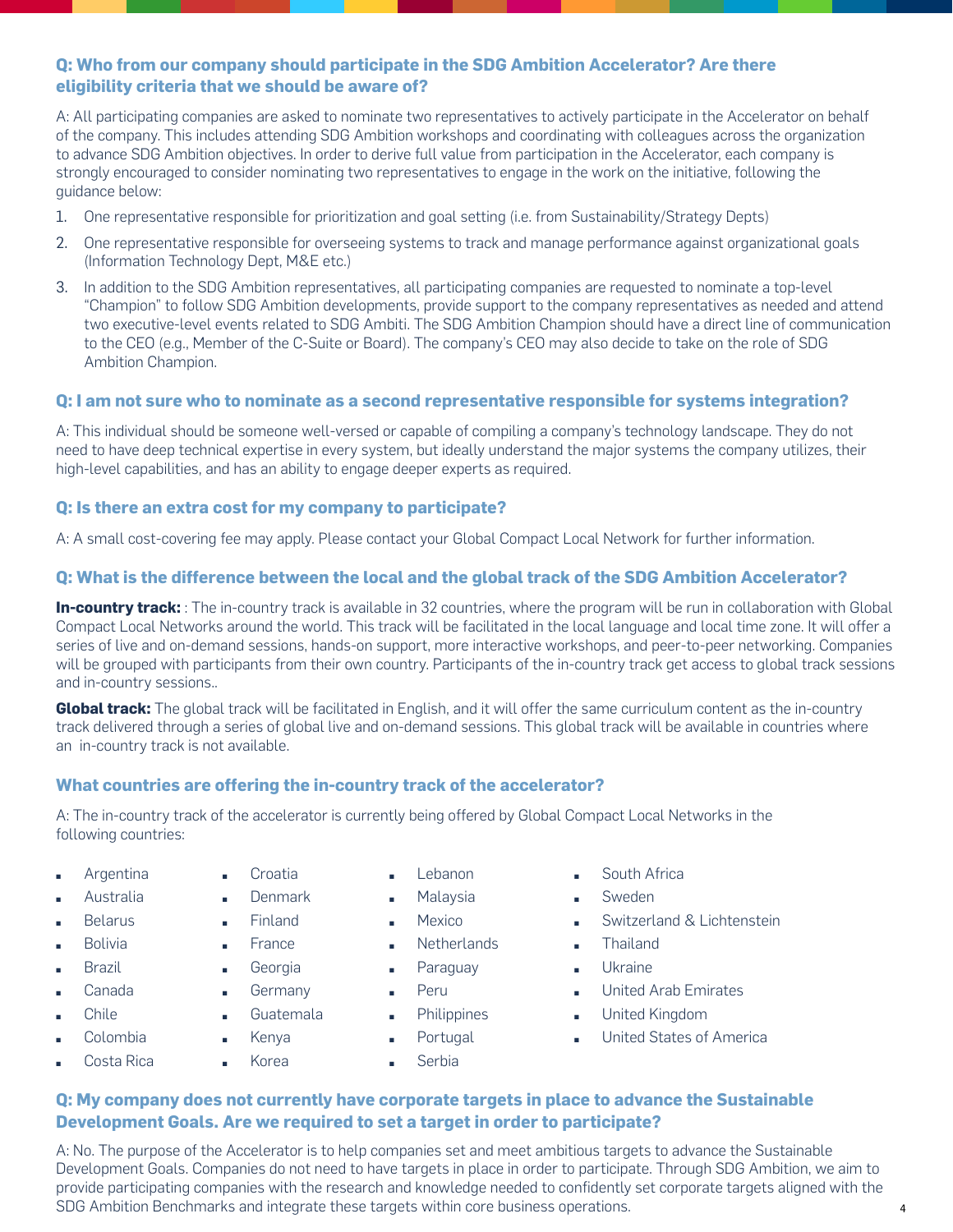**Q: Who from our company should participate in the SDG Ambition Accelerator? Are there eligibility criteria that we should be aware of?**

A: All participating companies are asked to nominate two representatives to actively participate in the Accelerator on behalf of the company. This includes attending SDG Ambition workshops and coordinating with colleagues across the organization to advance SDG Ambition objectives. In order to derive full value from participation in the Accelerator, each company is strongly encouraged to consider nominating two representatives to engage in the work on the initiative, following the guidance below:

1. One representative responsible for prioritization and goal setting (i.e. from Sustainability/Strategy Depts)
2. One representative responsible for overseeing systems to track and manage performance against organizational goals (Information Technology Dept, M&E etc.)
3. In addition to the SDG Ambition representatives, all participating companies are requested to nominate a top-level "Champion" to follow SDG Ambition developments, provide support to the company representatives as needed and attend two executive-level events related to SDG Ambiti. The SDG Ambition Champion should have a direct line of communication to the CEO (e.g., Member of the C-Suite or Board). The company's CEO may also decide to take on the role of SDG Ambition Champion.

**Q: I am not sure who to nominate as a second representative responsible for systems integration?**

A: This individual should be someone well-versed or capable of compiling a company's technology landscape. They do not need to have deep technical expertise in every system, but ideally understand the major systems the company utilizes, their high-level capabilities, and has an ability to engage deeper experts as required.

**Q: Is there an extra cost for my company to participate?**

A: A small cost-covering fee may apply. Please contact your Global Compact Local Network for further information.

**Q: What is the difference between the local and the global track of the SDG Ambition Accelerator?**

**In-country track:** : The in-country track is available in 32 countries, where the program will be run in collaboration with Global Compact Local Networks around the world. This track will be facilitated in the local language and local time zone. It will offer a series of live and on-demand sessions, hands-on support, more interactive workshops, and peer-to-peer networking. Companies will be grouped with participants from their own country. Participants of the in-country track get access to global track sessions and in-country sessions..

**Global track:** The global track will be facilitated in English, and it will offer the same curriculum content as the in-country track delivered through a series of global live and on-demand sessions. This global track will be available in countries where an in-country track is not available.

**What countries are offering the in-country track of the accelerator?**

A: The in-country track of the accelerator is currently being offered by Global Compact Local Networks in the following countries:

- Argentina
- Australia
- Belarus
- Bolivia
- Brazil
- Canada
- Chile
- Colombia
- Costa Rica
- Croatia
- Denmark
- Finland
- France
- Georgia
- Germany
- Guatemala
- Kenya
- Korea
- Lebanon
- Malaysia
- Mexico
- Netherlands
- Paraguay
- Peru
- Philippines
- Portugal
- Serbia
- South Africa
- Sweden
- Switzerland & Lichtenstein
- Thailand
- Ukraine
- United Arab Emirates
- United Kingdom
- United States of America

**Q: My company does not currently have corporate targets in place to advance the Sustainable Development Goals. Are we required to set a target in order to participate?**

A: No. The purpose of the Accelerator is to help companies set and meet ambitious targets to advance the Sustainable Development Goals. Companies do not need to have targets in place in order to participate. Through SDG Ambition, we aim to provide participating companies with the research and knowledge needed to confidently set corporate targets aligned with the SDG Ambition Benchmarks and integrate these targets within core business operations.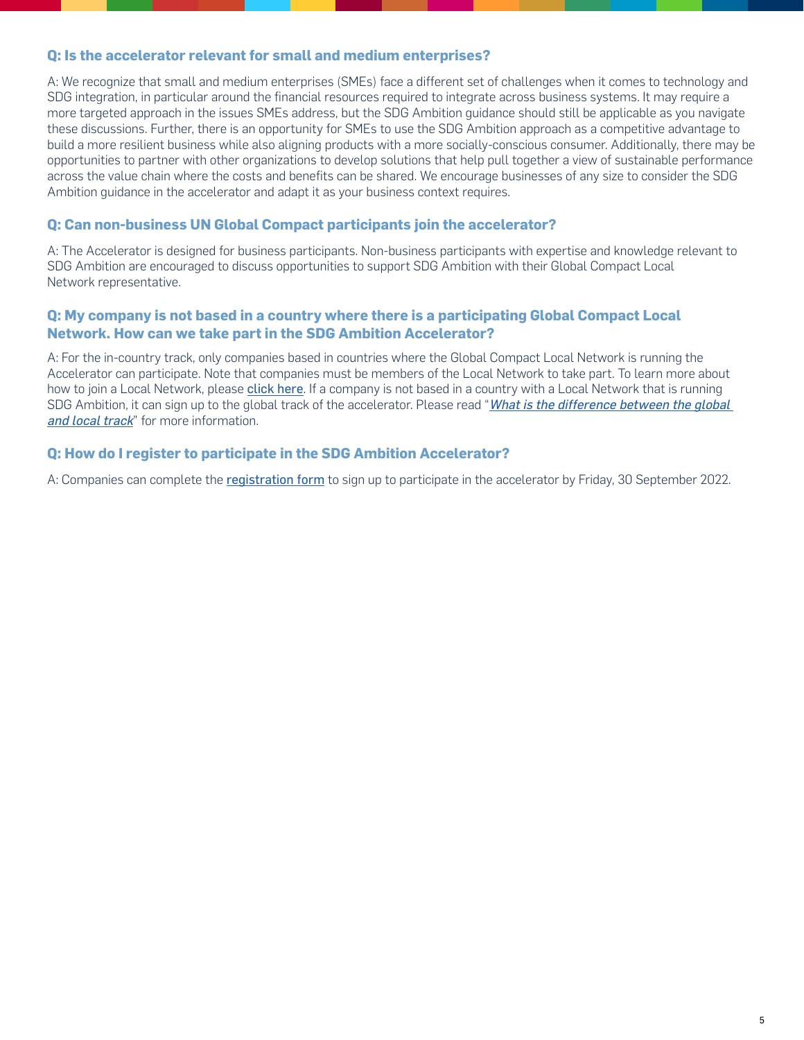### Q: Is the accelerator relevant for small and medium enterprises?

A: We recognize that small and medium enterprises (SMEs) face a different set of challenges when it comes to technology and SDG integration, in particular around the financial resources required to integrate across business systems. It may require a more targeted approach in the issues SMEs address, but the SDG Ambition guidance should still be applicable as you navigate these discussions. Further, there is an opportunity for SMEs to use the SDG Ambition approach as a competitive advantage to build a more resilient business while also aligning products with a more socially-conscious consumer. Additionally, there may be opportunities to partner with other organizations to develop solutions that help pull together a view of sustainable performance across the value chain where the costs and benefits can be shared. We encourage businesses of any size to consider the SDG Ambition guidance in the accelerator and adapt it as your business context requires.

### Q: Can non-business UN Global Compact participants join the accelerator?

A: The Accelerator is designed for business participants. Non-business participants with expertise and knowledge relevant to SDG Ambition are encouraged to discuss opportunities to support SDG Ambition with their Global Compact Local Network representative.

### Q: My company is not based in a country where there is a participating Global Compact Local Network. How can we take part in the SDG Ambition Accelerator?

A: For the in-country track, only companies based in countries where the Global Compact Local Network is running the Accelerator can participate. Note that companies must be members of the Local Network to take part. To learn more about how to join a Local Network, please click here. If a company is not based in a country with a Local Network that is running SDG Ambition, it can sign up to the global track of the accelerator. Please read "*What is the difference between the global and local track*" for more information.

### Q: How do I register to participate in the SDG Ambition Accelerator?

A: Companies can complete the registration form to sign up to participate in the accelerator by Friday, 30 September 2022.